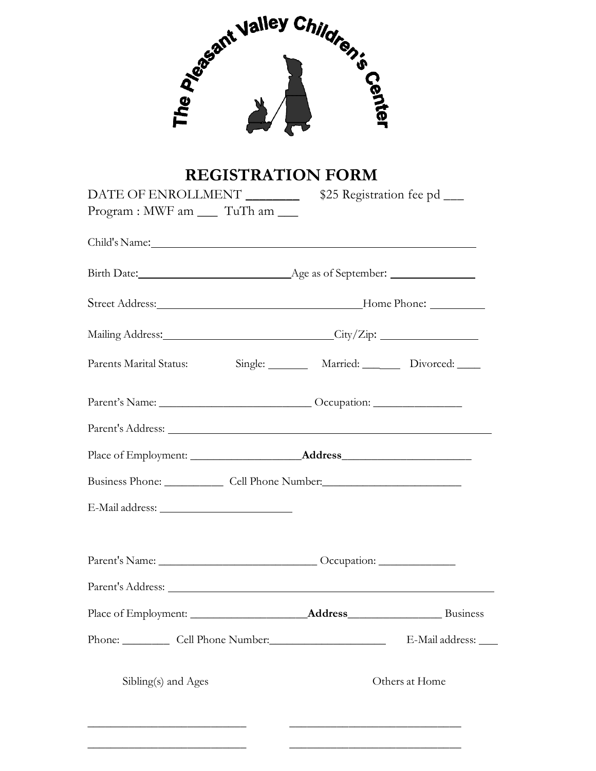The Pleasant Valley Children's Center

# REGISTRATION FORM

DATE OF ENROLLMENT _______ $25 Registration fee pd ___

Program : MWF am ___ TuTh am ___

Child's Name:_______________________________________________

Birth Date:_____________________Age as of September: ___________

Street Address:______________________________Home Phone: ________

Mailing Address:________________________City/Zip: ______________

Parents Marital Status: Single: _______ Married: _______ Divorced: ____

Parent's Name: _________________________ Occupation: ______________

Parent's Address: ______________________________________________________

Place of Employment: _________________**Address**____________________

Business Phone: __________ Cell Phone Number:______________________

E-Mail address: _____________________

Parent's Name: __________________________ Occupation: _____________

Parent's Address: _______________________________________________________

Place of Employment: __________________**Address**_______________ Business

Phone: ________ Cell Phone Number:___________________ E-Mail address: ___

Sibling(s) and Ages

Others at Home

___________________________ ______________________________

___________________________ ______________________________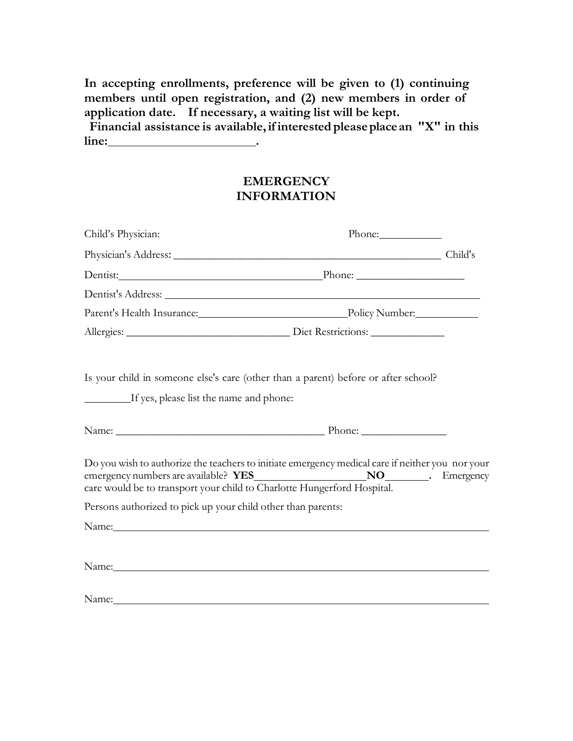**In accepting enrollments, preference will be given to (1) continuing members until open registration, and (2) new members in order of application date. If necessary, a waiting list will be kept.**

**Financial assistance is available, if interested please place an "X" in this line:________________________.**

## EMERGENCY INFORMATION

Child's Physician: Phone:___________

Physician's Address: ______________________________________________ Child's

Dentist:___________________________________Phone: __________________

Dentist's Address: _______________________________________________________

Parent's Health Insurance:__________________________Policy Number:___________

Allergies: ____________________________ Diet Restrictions: ____________

Is your child in someone else's care (other than a parent) before or after school?

________If yes, please list the name and phone:

Name: _____________________________________ Phone: _______________

Do you wish to authorize the teachers to initiate emergency medical care if neither you nor your emergency numbers are available? **YES**___________________**NO**________. Emergency care would be to transport your child to Charlotte Hungerford Hospital.

Persons authorized to pick up your child other than parents:

Name:_____________________________________________________________________

Name:_____________________________________________________________________

Name:_____________________________________________________________________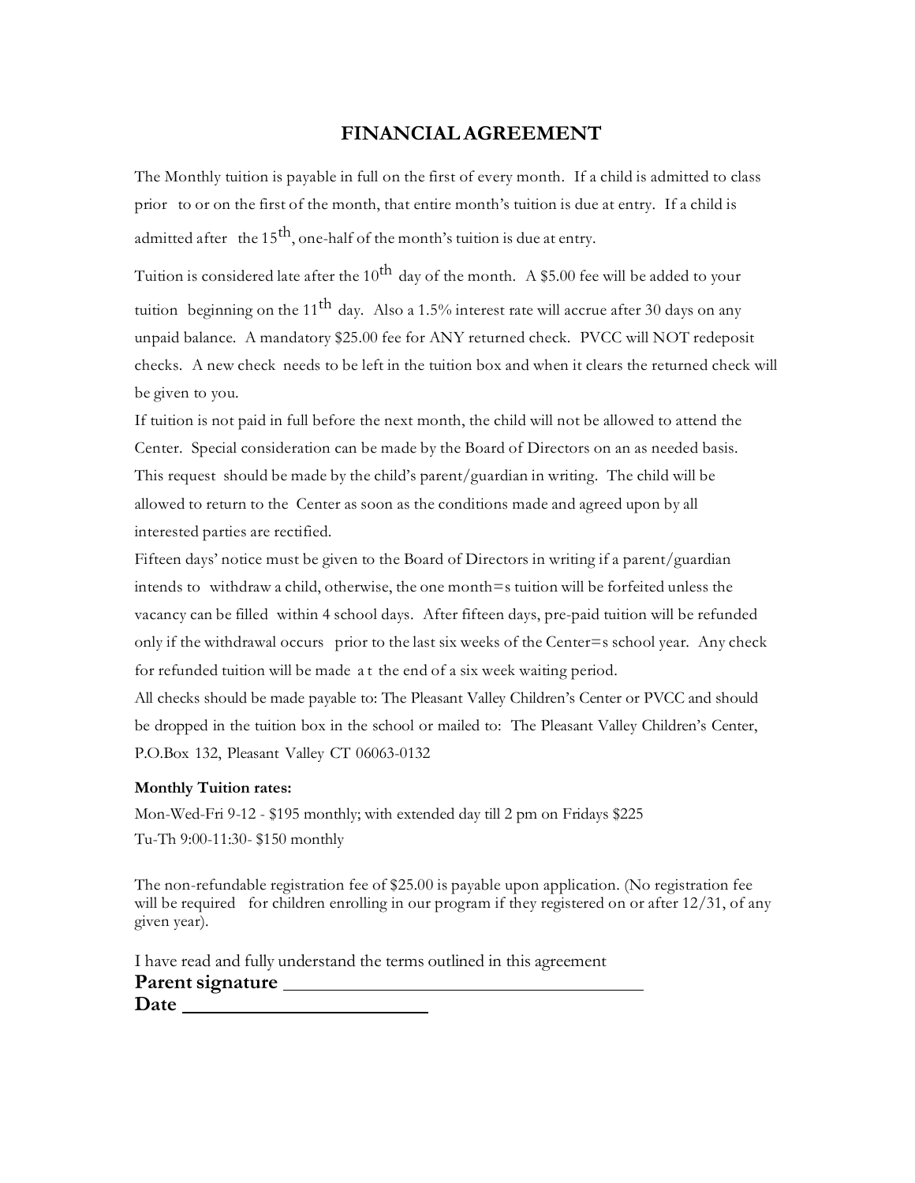# FINANCIAL AGREEMENT

The Monthly tuition is payable in full on the first of every month. If a child is admitted to class prior to or on the first of the month, that entire month's tuition is due at entry. If a child is admitted after the 15th, one-half of the month's tuition is due at entry.

Tuition is considered late after the 10th day of the month. A $5.00 fee will be added to your tuition beginning on the 11th day. Also a 1.5% interest rate will accrue after 30 days on any unpaid balance. A mandatory $25.00 fee for ANY returned check. PVCC will NOT redeposit checks. A new check needs to be left in the tuition box and when it clears the returned check will be given to you.

If tuition is not paid in full before the next month, the child will not be allowed to attend the Center. Special consideration can be made by the Board of Directors on an as needed basis. This request should be made by the child's parent/guardian in writing. The child will be allowed to return to the Center as soon as the conditions made and agreed upon by all interested parties are rectified.

Fifteen days' notice must be given to the Board of Directors in writing if a parent/guardian intends to withdraw a child, otherwise, the one month=s tuition will be forfeited unless the vacancy can be filled within 4 school days. After fifteen days, pre-paid tuition will be refunded only if the withdrawal occurs prior to the last six weeks of the Center=s school year. Any check for refunded tuition will be made a t the end of a six week waiting period.

All checks should be made payable to: The Pleasant Valley Children's Center or PVCC and should be dropped in the tuition box in the school or mailed to: The Pleasant Valley Children's Center, P.O.Box 132, Pleasant Valley CT 06063-0132

**Monthly Tuition rates:**

Mon-Wed-Fri 9-12 - $195 monthly; with extended day till 2 pm on Fridays $225

Tu-Th 9:00-11:30- $150 monthly

The non-refundable registration fee of $25.00 is payable upon application. (No registration fee will be required for children enrolling in our program if they registered on or after 12/31, of any given year).

I have read and fully understand the terms outlined in this agreement

**Parent signature** ______________________________

**Date** ____________________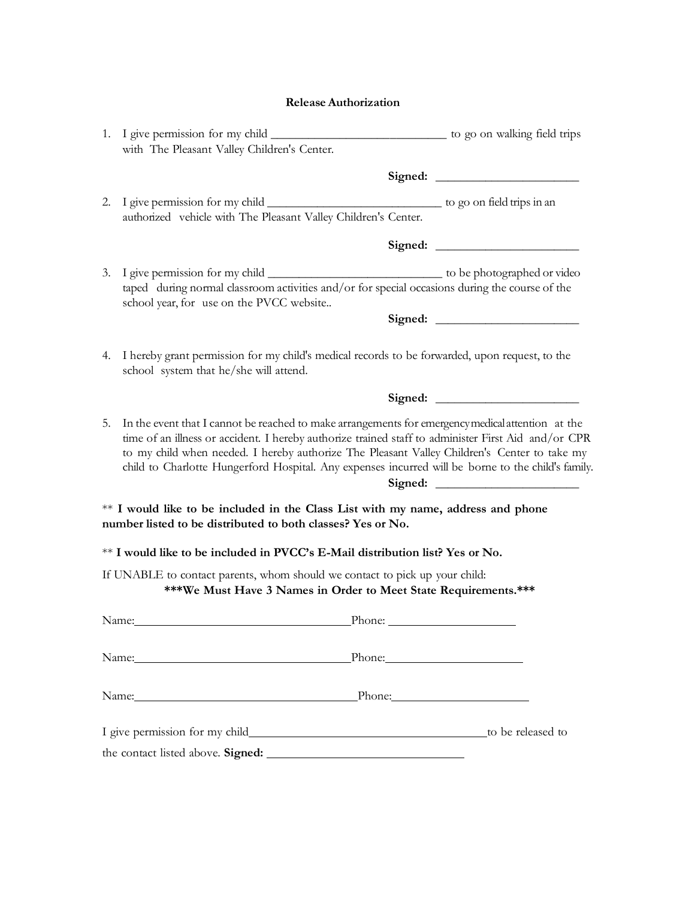# Release Authorization

1. I give permission for my child ______________________________ to go on walking field trips with The Pleasant Valley Children's Center.

   **Signed:** ________________________

2. I give permission for my child ______________________________ to go on field trips in an authorized vehicle with The Pleasant Valley Children's Center.

   **Signed:** ________________________

3. I give permission for my child ______________________________ to be photographed or video taped during normal classroom activities and/or for special occasions during the course of the school year, for use on the PVCC website..

   **Signed:** ________________________

4. I hereby grant permission for my child's medical records to be forwarded, upon request, to the school system that he/she will attend.

   **Signed:** ________________________

5. In the event that I cannot be reached to make arrangements for emergency medical attention at the time of an illness or accident. I hereby authorize trained staff to administer First Aid and/or CPR to my child when needed. I hereby authorize The Pleasant Valley Children's Center to take my child to Charlotte Hungerford Hospital. Any expenses incurred will be borne to the child's family.

   **Signed:** ________________________

** **I would like to be included in the Class List with my name, address and phone number listed to be distributed to both classes? Yes or No.**

** **I would like to be included in PVCC's E-Mail distribution list? Yes or No.**

If UNABLE to contact parents, whom should we contact to pick up your child:

**\*\*\*We Must Have 3 Names in Order to Meet State Requirements.\*\*\***

Name:____________________________________ Phone: ____________________

Name:____________________________________ Phone:______________________

Name:____________________________________ Phone:______________________

I give permission for my child________________________________________ to be released to the contact listed above. **Signed:** ________________________________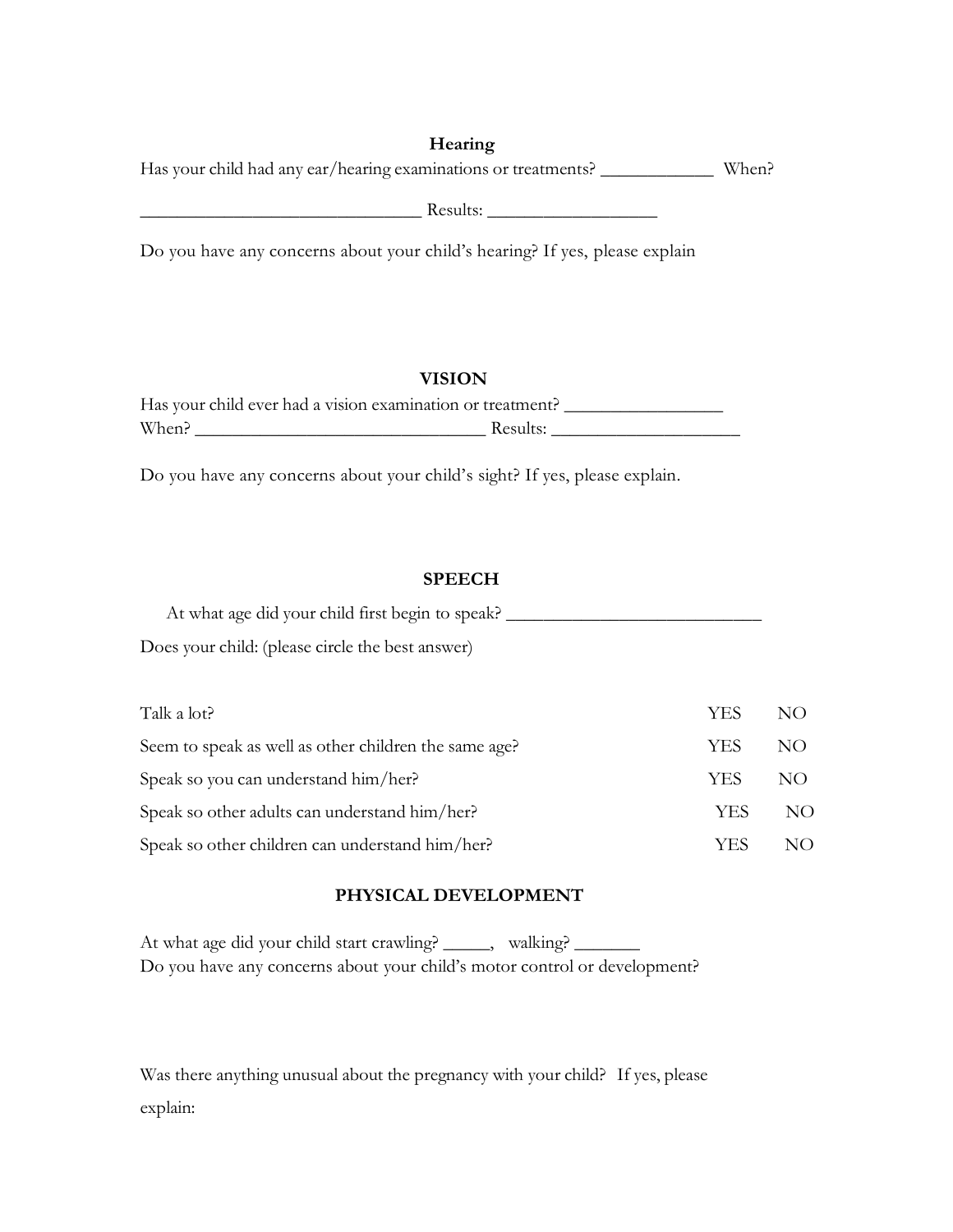## Hearing

Has your child had any ear/hearing examinations or treatments? ____________ When?

______________________________ Results: __________________

Do you have any concerns about your child's hearing? If yes, please explain

## VISION

Has your child ever had a vision examination or treatment? ________________

When? ______________________________ Results: ____________________

Do you have any concerns about your child's sight? If yes, please explain.

## SPEECH

At what age did your child first begin to speak? ___________________________

Does your child: (please circle the best answer)

| | | |
|---|---|---|
| Talk a lot? | YES | NO |
| Seem to speak as well as other children the same age? | YES | NO |
| Speak so you can understand him/her? | YES | NO |
| Speak so other adults can understand him/her? | YES | NO |
| Speak so other children can understand him/her? | YES | NO |

## PHYSICAL DEVELOPMENT

At what age did your child start crawling? _____, walking? _______

Do you have any concerns about your child's motor control or development?

Was there anything unusual about the pregnancy with your child? If yes, please explain: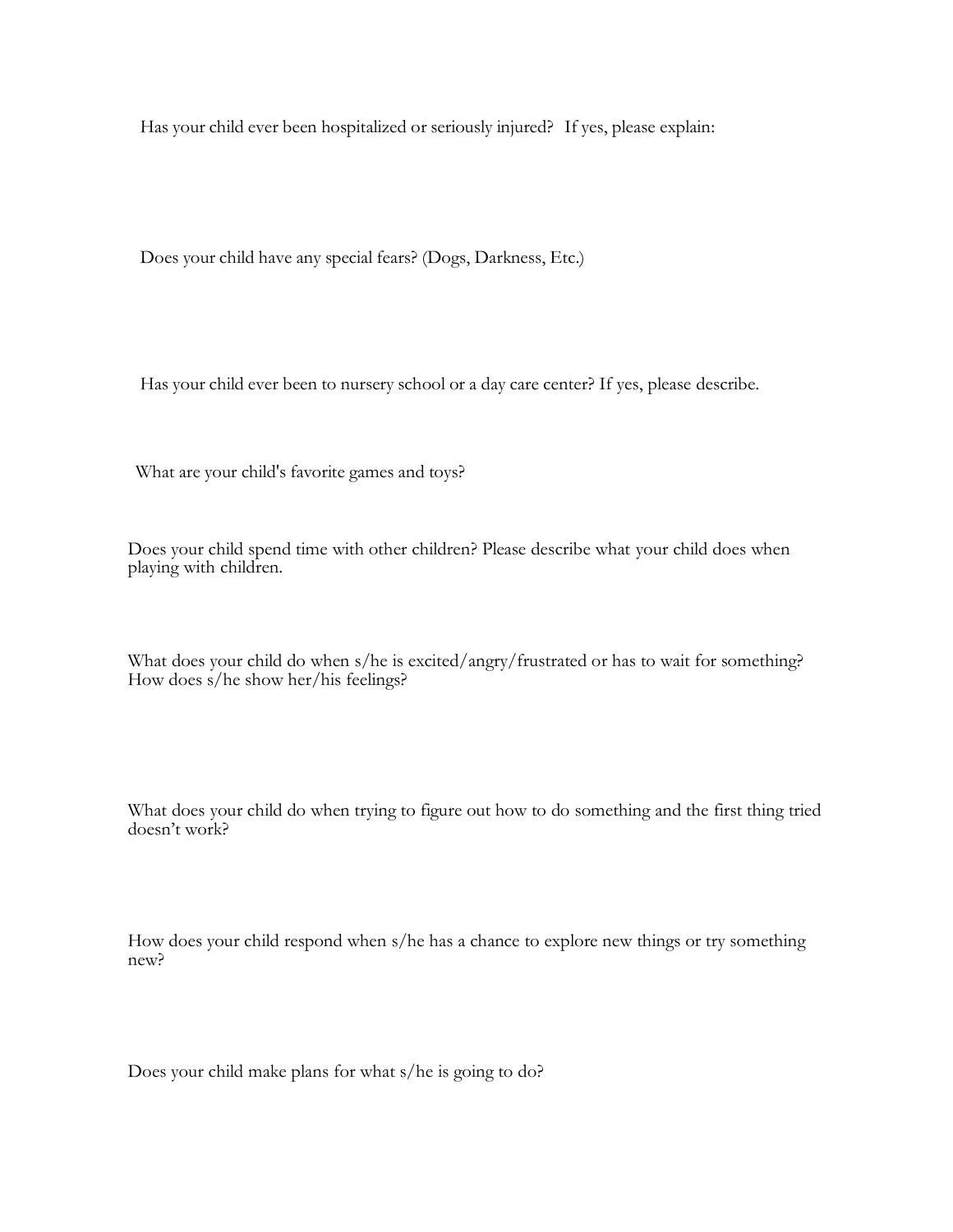Has your child ever been hospitalized or seriously injured?  If yes, please explain:

Does your child have any special fears? (Dogs, Darkness, Etc.)

Has your child ever been to nursery school or a day care center? If yes, please describe.

What are your child's favorite games and toys?

Does your child spend time with other children? Please describe what your child does when playing with children.

What does your child do when s/he is excited/angry/frustrated or has to wait for something? How does s/he show her/his feelings?

What does your child do when trying to figure out how to do something and the first thing tried doesn't work?

How does your child respond when s/he has a chance to explore new things or try something new?

Does your child make plans for what s/he is going to do?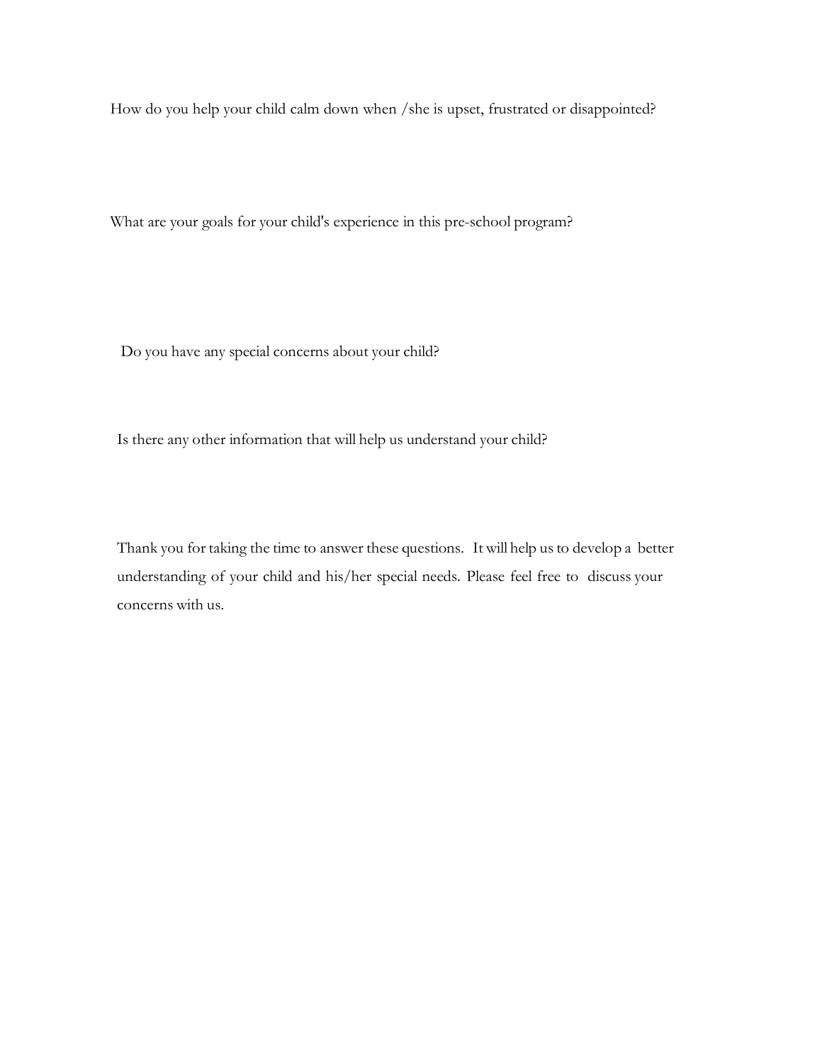How do you help your child calm down when /she is upset, frustrated or disappointed?

What are your goals for your child's experience in this pre-school program?

Do you have any special concerns about your child?

Is there any other information that will help us understand your child?

Thank you for taking the time to answer these questions. It will help us to develop a better understanding of your child and his/her special needs. Please feel free to discuss your concerns with us.